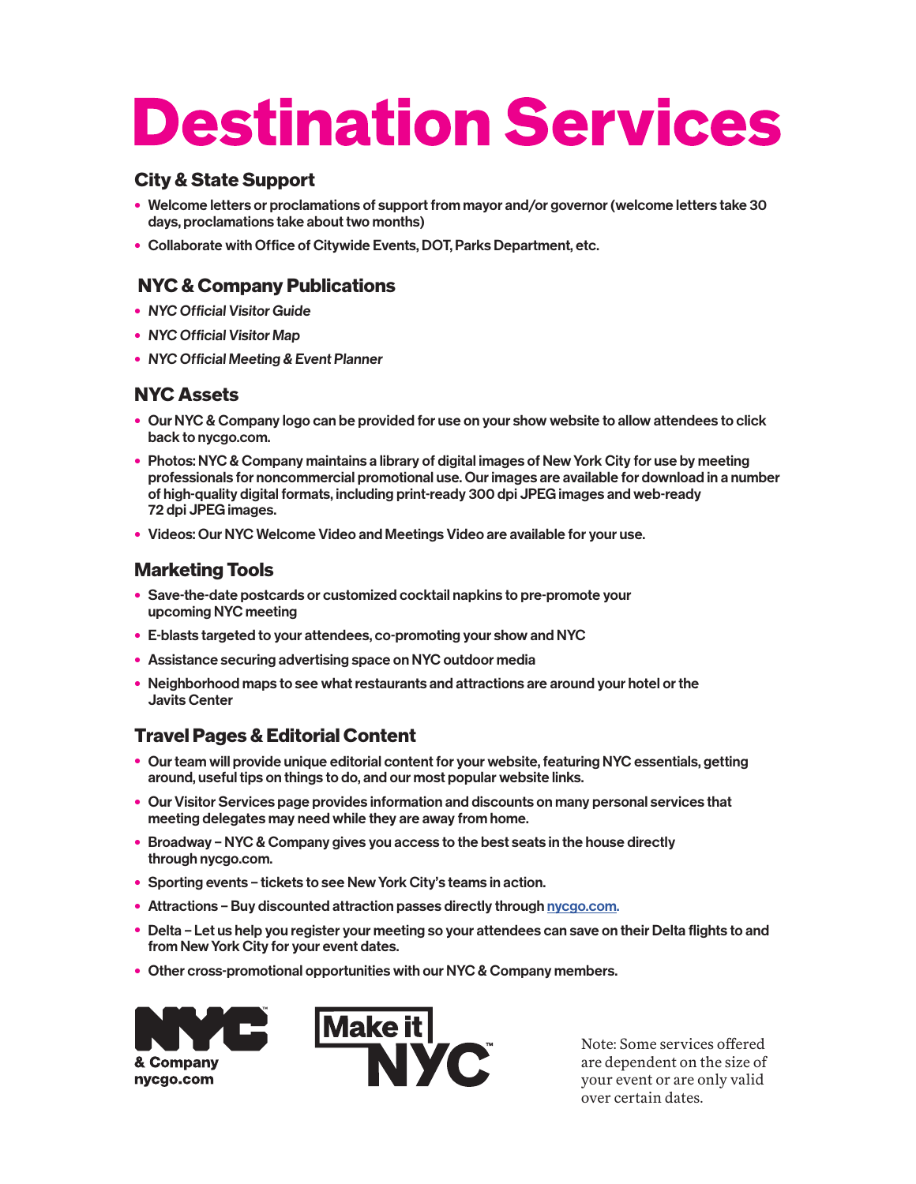# Destination Services

## City & State Support

- Welcome letters or proclamations of support from mayor and/or governor (welcome letters take 30 days, proclamations take about two months)
- Collaborate with Office of Citywide Events, DOT, Parks Department, etc.

## NYC & Company Publications

- *NYC Official Visitor Guide*
- *NYC Official Visitor Map*
- *NYC Official Meeting & Event Planner*

## NYC Assets

- Our NYC & Company logo can be provided for use on your show website to allow attendees to click back to nycgo.com.
- Photos: NYC & Company maintains a library of digital images of New York City for use by meeting professionals for noncommercial promotional use. Our images are available for download in a number of high-quality digital formats, including print-ready 300 dpi JPEG images and web-ready 72 dpi JPEG images.
- Videos: Our NYC Welcome Video and Meetings Video are available for your use.

## Marketing Tools

- Save-the-date postcards or customized cocktail napkins to pre-promote your upcoming NYC meeting
- E-blasts targeted to your attendees, co-promoting your show and NYC
- Assistance securing advertising space on NYC outdoor media
- Neighborhood maps to see what restaurants and attractions are around your hotel or the Javits Center

## Travel Pages & Editorial Content

- Our team will provide unique editorial content for your website, featuring NYC essentials, getting around, useful tips on things to do, and our most popular website links.
- Our Visitor Services page provides information and discounts on many personal services that meeting delegates may need while they are away from home.
- Broadway – NYC & Company gives you access to the best seats in the house directly through nycgo.com.
- Sporting events – tickets to see New York City's teams in action.
- Attractions – Buy discounted attraction passes directly through nycgo.com.
- Delta – Let us help you register your meeting so your attendees can save on their Delta flights to and from New York City for your event dates.
- Other cross-promotional opportunities with our NYC & Company members.

NYC & Company
nycgo.com

Make it NYC

Note: Some services offered are dependent on the size of your event or are only valid over certain dates.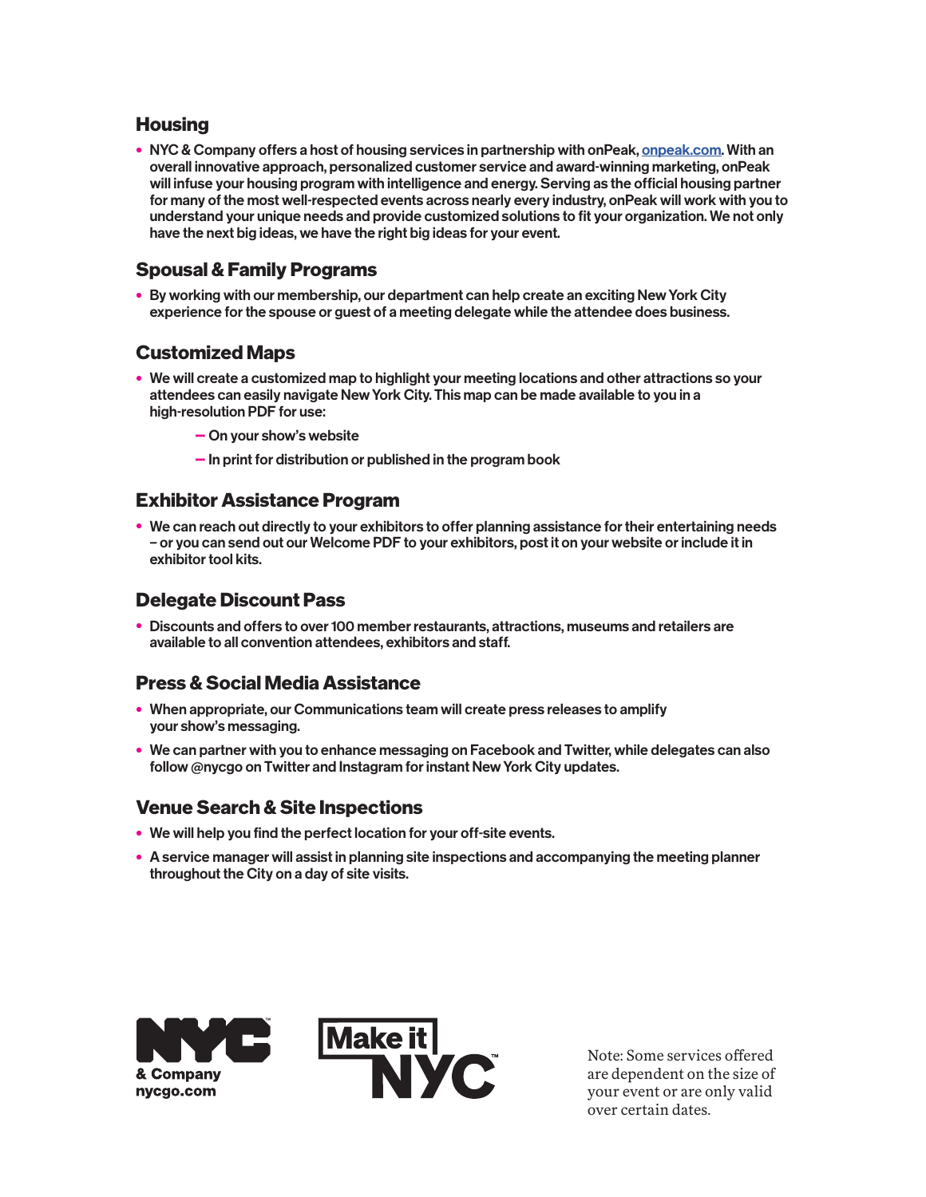## Housing

- NYC & Company offers a host of housing services in partnership with onPeak, [onpeak.com](http://onpeak.com). With an overall innovative approach, personalized customer service and award-winning marketing, onPeak will infuse your housing program with intelligence and energy. Serving as the official housing partner for many of the most well-respected events across nearly every industry, onPeak will work with you to understand your unique needs and provide customized solutions to fit your organization. We not only have the next big ideas, we have the right big ideas for your event.

## Spousal & Family Programs

- By working with our membership, our department can help create an exciting New York City experience for the spouse or guest of a meeting delegate while the attendee does business.

## Customized Maps

- We will create a customized map to highlight your meeting locations and other attractions so your attendees can easily navigate New York City. This map can be made available to you in a high-resolution PDF for use:
  - On your show's website
  - In print for distribution or published in the program book

## Exhibitor Assistance Program

- We can reach out directly to your exhibitors to offer planning assistance for their entertaining needs – or you can send out our Welcome PDF to your exhibitors, post it on your website or include it in exhibitor tool kits.

## Delegate Discount Pass

- Discounts and offers to over 100 member restaurants, attractions, museums and retailers are available to all convention attendees, exhibitors and staff.

## Press & Social Media Assistance

- When appropriate, our Communications team will create press releases to amplify your show's messaging.
- We can partner with you to enhance messaging on Facebook and Twitter, while delegates can also follow @nycgo on Twitter and Instagram for instant New York City updates.

## Venue Search & Site Inspections

- We will help you find the perfect location for your off-site events.
- A service manager will assist in planning site inspections and accompanying the meeting planner throughout the City on a day of site visits.

NYC & Company
nycgo.com

Make it NYC

Note: Some services offered are dependent on the size of your event or are only valid over certain dates.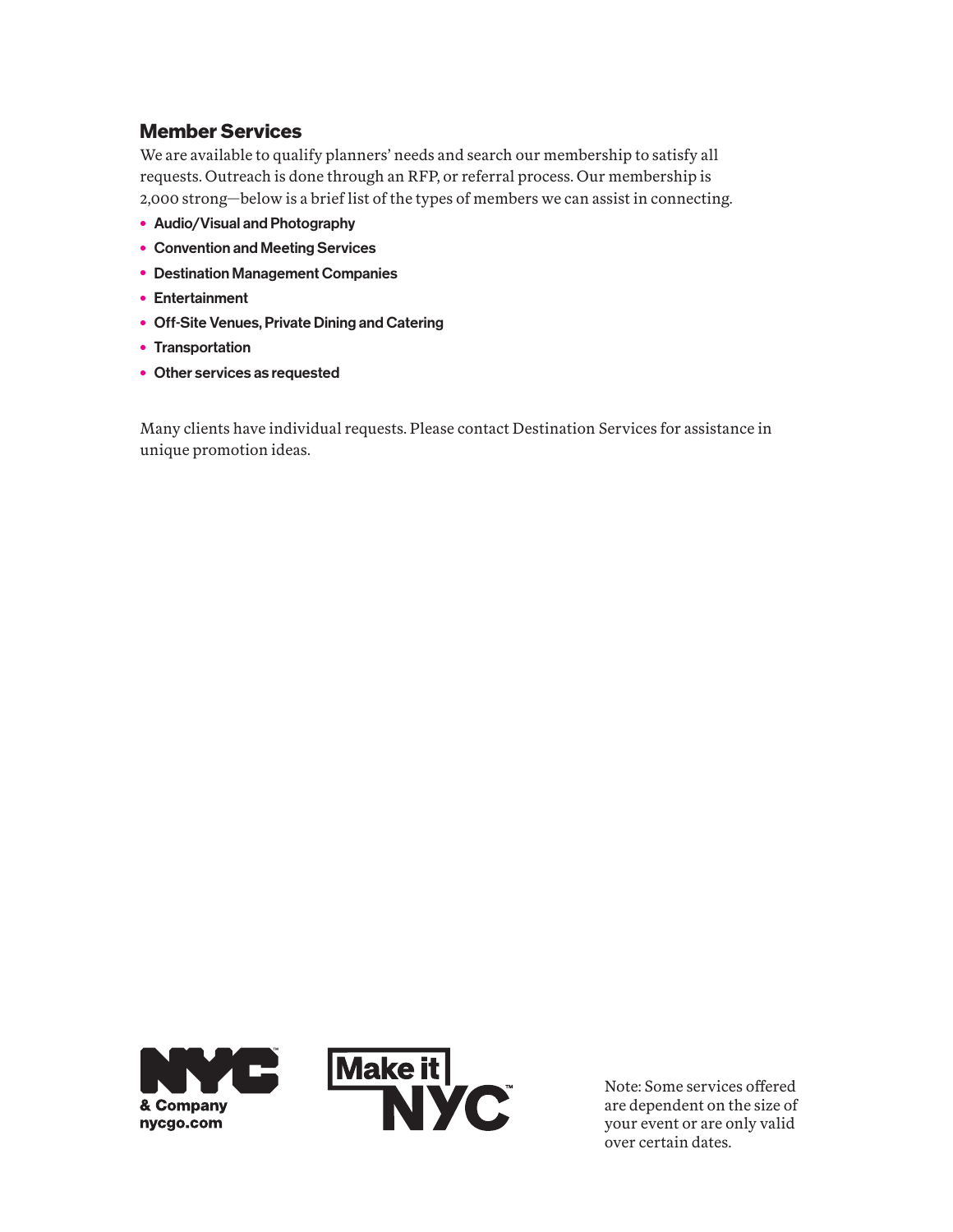## Member Services

We are available to qualify planners' needs and search our membership to satisfy all requests. Outreach is done through an RFP, or referral process. Our membership is 2,000 strong—below is a brief list of the types of members we can assist in connecting.

- **Audio/Visual and Photography**
- **Convention and Meeting Services**
- **Destination Management Companies**
- **Entertainment**
- **Off-Site Venues, Private Dining and Catering**
- **Transportation**
- **Other services as requested**

Many clients have individual requests. Please contact Destination Services for assistance in unique promotion ideas.

NYC & Company
nycgo.com

Make it NYC

Note: Some services offered are dependent on the size of your event or are only valid over certain dates.